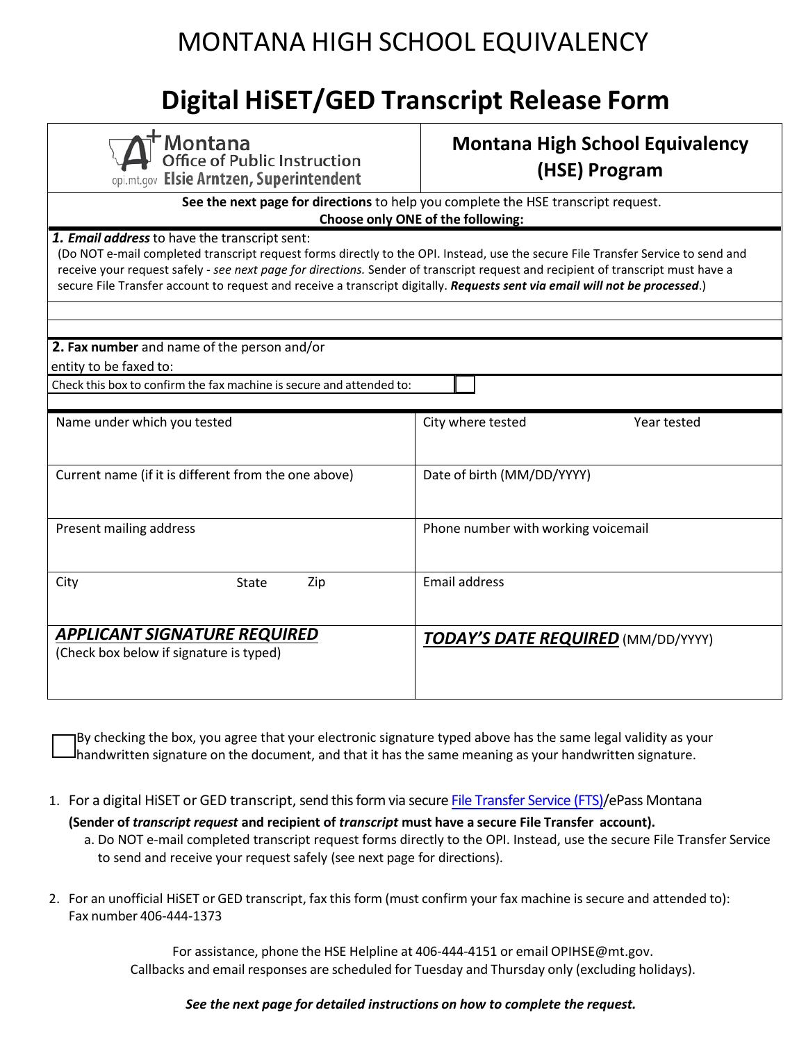# MONTANA HIGH SCHOOL EQUIVALENCY

# Digital HiSET/GED Transcript Release Form

| Montana Office of Public Instruction opi.mt.gov Elsie Arntzen, Superintendent | **Montana High School Equivalency (HSE) Program** |
|---|---|

**See the next page for directions** to help you complete the HSE transcript request.
**Choose only ONE of the following:**

***1. Email address*** to have the transcript sent:
(Do NOT e-mail completed transcript request forms directly to the OPI. Instead, use the secure File Transfer Service to send and receive your request safely - *see next page for directions.* Sender of transcript request and recipient of transcript must have a secure File Transfer account to request and receive a transcript digitally. ***Requests sent via email will not be processed***.)

**2. Fax number** and name of the person and/or entity to be faxed to:

Check this box to confirm the fax machine is secure and attended to: ☐

| Name under which you tested | City where tested / Year tested |
|---|---|
| Current name (if it is different from the one above) | Date of birth (MM/DD/YYYY) |
| Present mailing address | Phone number with working voicemail |
| City / State / Zip | Email address |
| ***APPLICANT SIGNATURE REQUIRED*** (Check box below if signature is typed) | ***TODAY'S DATE REQUIRED*** (MM/DD/YYYY) |

☐ By checking the box, you agree that your electronic signature typed above has the same legal validity as your handwritten signature on the document, and that it has the same meaning as your handwritten signature.

1. For a digital HiSET or GED transcript, send this form via secure File Transfer Service (FTS)/ePass Montana
   **(Sender of *transcript request* and recipient of *transcript* must have a secure File Transfer account).**
   a. Do NOT e-mail completed transcript request forms directly to the OPI. Instead, use the secure File Transfer Service to send and receive your request safely (see next page for directions).

2. For an unofficial HiSET or GED transcript, fax this form (must confirm your fax machine is secure and attended to): Fax number 406-444-1373

For assistance, phone the HSE Helpline at 406-444-4151 or email OPIHSE@mt.gov.
Callbacks and email responses are scheduled for Tuesday and Thursday only (excluding holidays).

***See the next page for detailed instructions on how to complete the request.***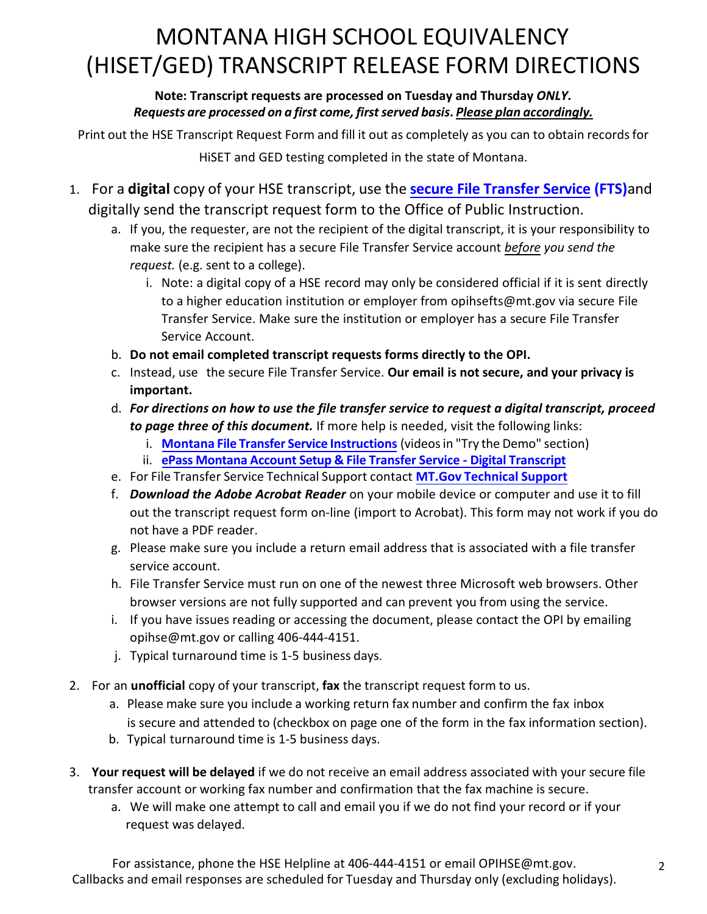# MONTANA HIGH SCHOOL EQUIVALENCY (HISET/GED) TRANSCRIPT RELEASE FORM DIRECTIONS

**Note: Transcript requests are processed on Tuesday and Thursday *ONLY.***
***Requests are processed on a first come, first served basis. Please plan accordingly.***

Print out the HSE Transcript Request Form and fill it out as completely as you can to obtain records for HiSET and GED testing completed in the state of Montana.

1. For a **digital** copy of your HSE transcript, use the **secure File Transfer Service (FTS)** and digitally send the transcript request form to the Office of Public Instruction.
   a. If you, the requester, are not the recipient of the digital transcript, it is your responsibility to make sure the recipient has a secure File Transfer Service account *before you send the request.* (e.g. sent to a college).
      i. Note: a digital copy of a HSE record may only be considered official if it is sent directly to a higher education institution or employer from opihsefts@mt.gov via secure File Transfer Service. Make sure the institution or employer has a secure File Transfer Service Account.
   b. **Do not email completed transcript requests forms directly to the OPI.**
   c. Instead, use the secure File Transfer Service. **Our email is not secure, and your privacy is important.**
   d. ***For directions on how to use the file transfer service to request a digital transcript, proceed to page three of this document.*** If more help is needed, visit the following links:
      i. **Montana File Transfer Service Instructions** (videos in "Try the Demo" section)
      ii. **ePass Montana Account Setup & File Transfer Service - Digital Transcript**
   e. For File Transfer Service Technical Support contact **MT.Gov Technical Support**
   f. ***Download the Adobe Acrobat Reader*** on your mobile device or computer and use it to fill out the transcript request form on-line (import to Acrobat). This form may not work if you do not have a PDF reader.
   g. Please make sure you include a return email address that is associated with a file transfer service account.
   h. File Transfer Service must run on one of the newest three Microsoft web browsers. Other browser versions are not fully supported and can prevent you from using the service.
   i. If you have issues reading or accessing the document, please contact the OPI by emailing opihse@mt.gov or calling 406-444-4151.
   j. Typical turnaround time is 1-5 business days.

2. For an **unofficial** copy of your transcript, **fax** the transcript request form to us.
   a. Please make sure you include a working return fax number and confirm the fax inbox is secure and attended to (checkbox on page one of the form in the fax information section).
   b. Typical turnaround time is 1-5 business days.

3. **Your request will be delayed** if we do not receive an email address associated with your secure file transfer account or working fax number and confirmation that the fax machine is secure.
   a. We will make one attempt to call and email you if we do not find your record or if your request was delayed.

For assistance, phone the HSE Helpline at 406-444-4151 or email OPIHSE@mt.gov.
Callbacks and email responses are scheduled for Tuesday and Thursday only (excluding holidays).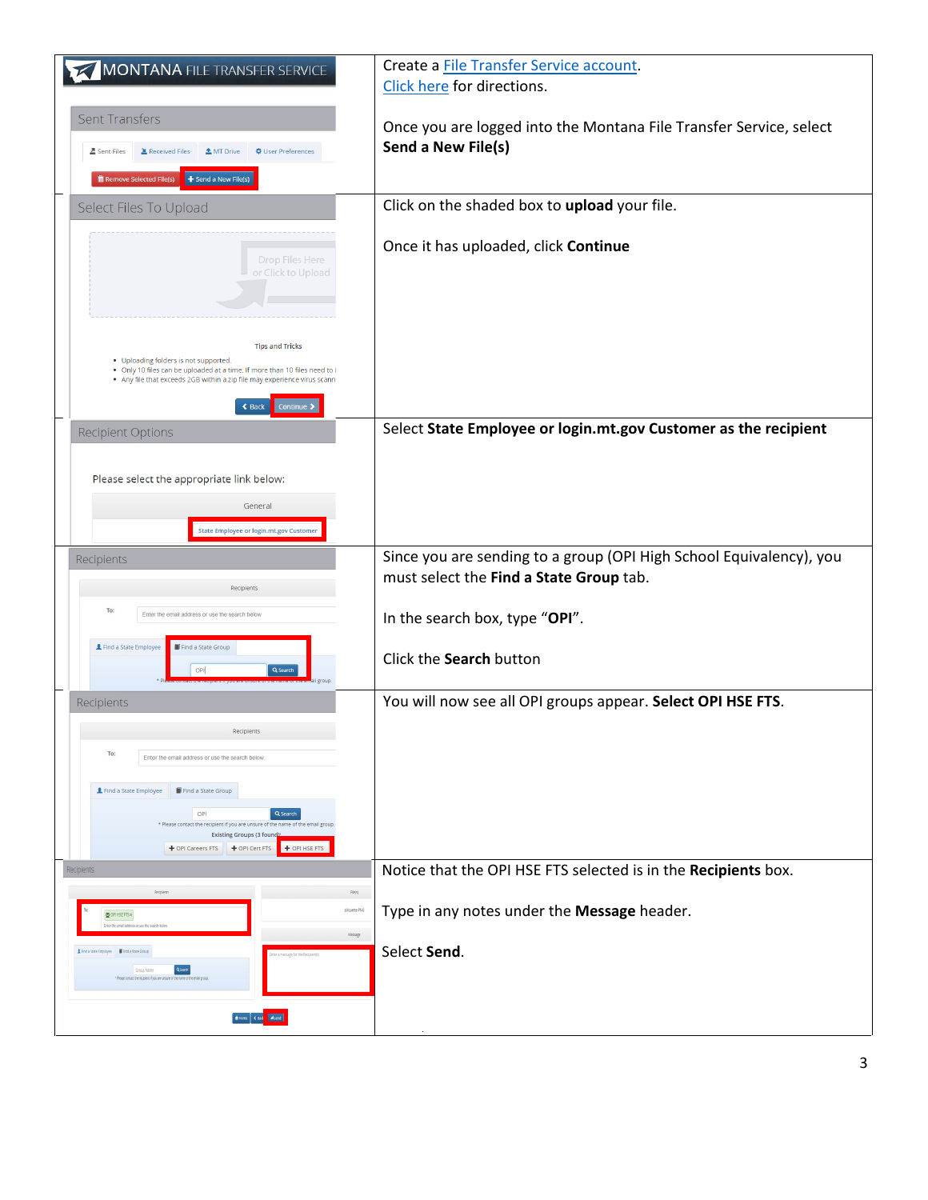| | |
|---|---|
| MONTANA FILE TRANSFER SERVICE<br>Sent Transfers<br>Sent Files · Received Files · MT Drive · User Preferences<br>Remove Selected File(s) · + Send a New File(s) | Create a File Transfer Service account.<br>Click here for directions.<br><br>Once you are logged into the Montana File Transfer Service, select **Send a New File(s)** |
| Select Files To Upload<br>Drop Files Here or Click to Upload<br>Tips and Tricks<br>• Uploading folders is not supported.<br>• Only 10 files can be uploaded at a time. If more than 10 files need to<br>• Any file that exceeds 2GB within a zip file may experience virus scann<br>Back · Continue | Click on the shaded box to **upload** your file.<br><br>Once it has uploaded, click **Continue** |
| Recipient Options<br>Please select the appropriate link below:<br>General<br>State Employee or login.mt.gov Customer | Select **State Employee or login.mt.gov Customer as the recipient** |
| Recipients<br>Recipients<br>To: Enter the email address or use the search below<br>Find a State Employee · Find a State Group<br>OPI · Search | Since you are sending to a group (OPI High School Equivalency), you must select the **Find a State Group** tab.<br><br>In the search box, type "**OPI**".<br><br>Click the **Search** button |
| Recipients<br>Recipients<br>To: Enter the email address or use the search below<br>Find a State Employee · Find a State Group<br>OPI · Search<br>* Please contact the recipient if you are unsure of the name of the email group.<br>Existing Groups (3 found):<br>+ OPI Careers FTS · + OPI Cert FTS · + OPI HSE FTS | You will now see all OPI groups appear. **Select OPI HSE FTS**. |
| Recipients<br>To: OPI HSE FTS<br>Message | Notice that the OPI HSE FTS selected is in the **Recipients** box.<br><br>Type in any notes under the **Message** header.<br><br>Select **Send**. |